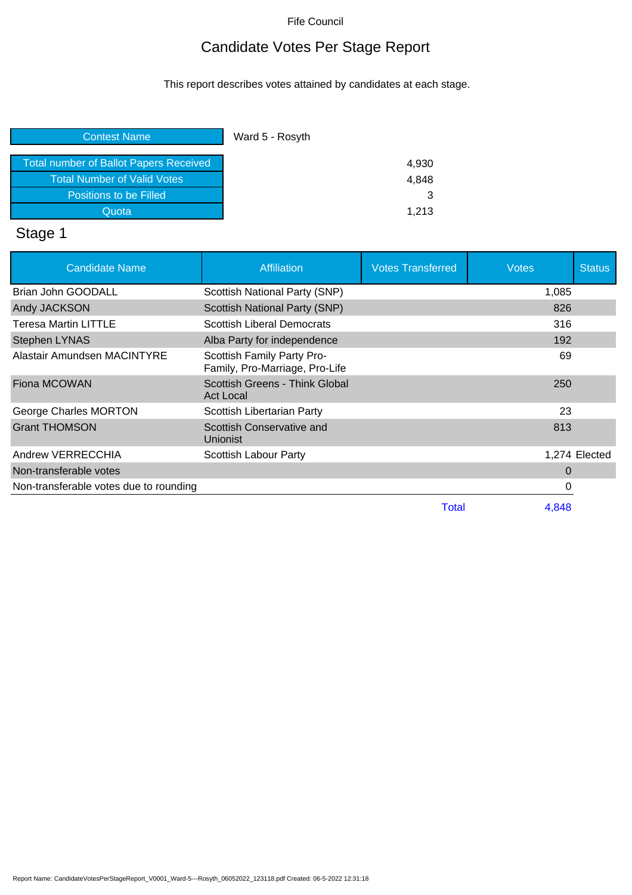Fife Council

# Candidate Votes Per Stage Report

This report describes votes attained by candidates at each stage.

| Contest Name | Ward 5 - Rosyth |
|---|---|
| Total number of Ballot Papers Received | 4,930 |
| Total Number of Valid Votes | 4,848 |
| Positions to be Filled | 3 |
| Quota | 1,213 |

## Stage 1

| Candidate Name | Affiliation | Votes Transferred | Votes | Status |
|---|---|---|---|---|
| Brian John GOODALL | Scottish National Party (SNP) | | 1,085 | |
| Andy JACKSON | Scottish National Party (SNP) | | 826 | |
| Teresa Martin LITTLE | Scottish Liberal Democrats | | 316 | |
| Stephen LYNAS | Alba Party for independence | | 192 | |
| Alastair Amundsen MACINTYRE | Scottish Family Party Pro-Family, Pro-Marriage, Pro-Life | | 69 | |
| Fiona MCOWAN | Scottish Greens - Think Global Act Local | | 250 | |
| George Charles MORTON | Scottish Libertarian Party | | 23 | |
| Grant THOMSON | Scottish Conservative and Unionist | | 813 | |
| Andrew VERRECCHIA | Scottish Labour Party | | 1,274 | Elected |
| Non-transferable votes | | | 0 | |
| Non-transferable votes due to rounding | | | 0 | |
| | | Total | 4,848 | |

Report Name: CandidateVotesPerStageReport_V0001_Ward-5---Rosyth_06052022_123118.pdf Created: 06-5-2022 12:31:18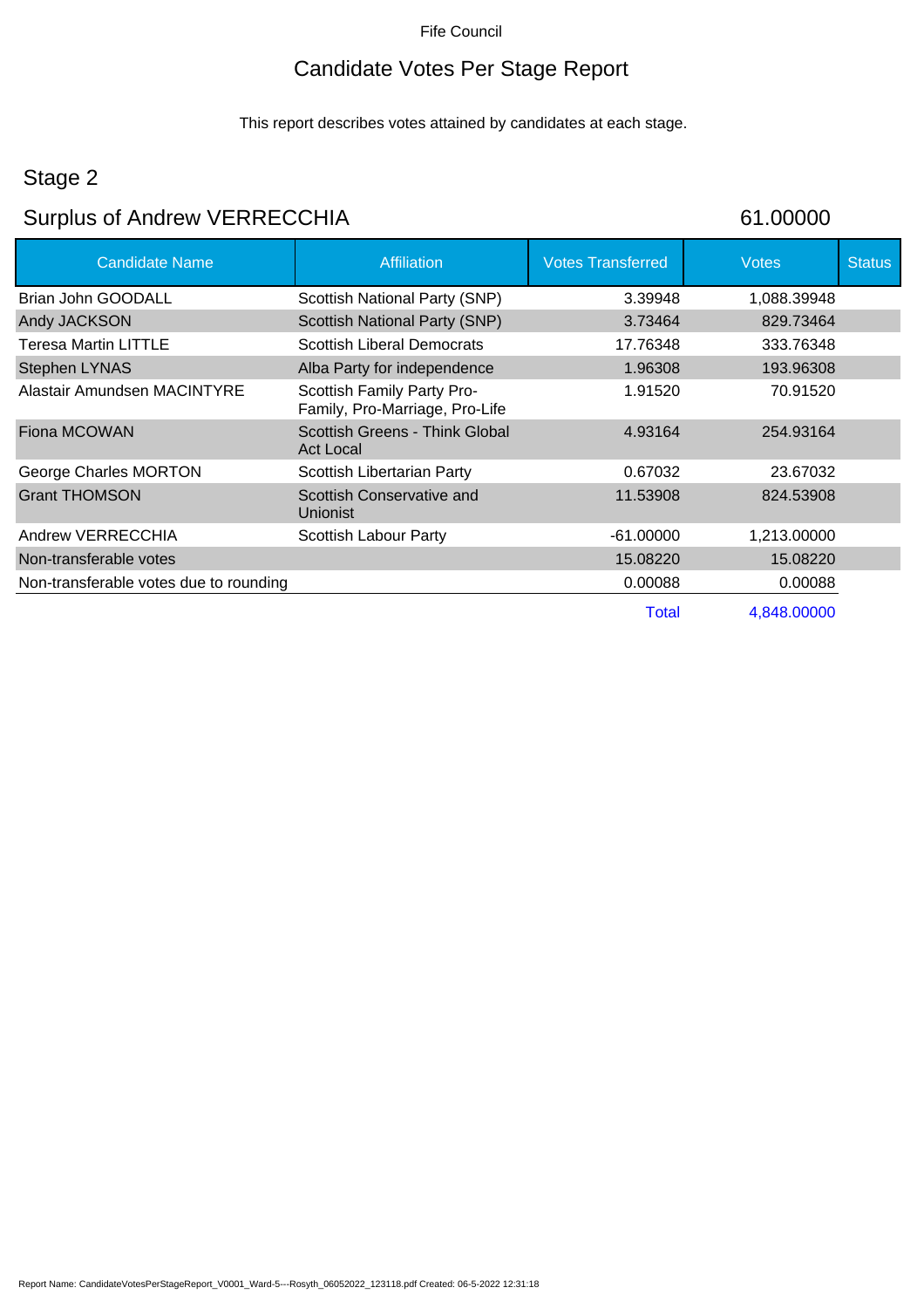Fife Council

# Candidate Votes Per Stage Report

This report describes votes attained by candidates at each stage.

## Stage 2

## Surplus of Andrew VERRECCHIA 61.00000

| Candidate Name | Affiliation | Votes Transferred | Votes | Status |
|---|---|---|---|---|
| Brian John GOODALL | Scottish National Party (SNP) | 3.39948 | 1,088.39948 | |
| Andy JACKSON | Scottish National Party (SNP) | 3.73464 | 829.73464 | |
| Teresa Martin LITTLE | Scottish Liberal Democrats | 17.76348 | 333.76348 | |
| Stephen LYNAS | Alba Party for independence | 1.96308 | 193.96308 | |
| Alastair Amundsen MACINTYRE | Scottish Family Party Pro-Family, Pro-Marriage, Pro-Life | 1.91520 | 70.91520 | |
| Fiona MCOWAN | Scottish Greens - Think Global Act Local | 4.93164 | 254.93164 | |
| George Charles MORTON | Scottish Libertarian Party | 0.67032 | 23.67032 | |
| Grant THOMSON | Scottish Conservative and Unionist | 11.53908 | 824.53908 | |
| Andrew VERRECCHIA | Scottish Labour Party | -61.00000 | 1,213.00000 | |
| Non-transferable votes | | 15.08220 | 15.08220 | |
| Non-transferable votes due to rounding | | 0.00088 | 0.00088 | |
| | | Total | 4,848.00000 | |

Report Name: CandidateVotesPerStageReport_V0001_Ward-5---Rosyth_06052022_123118.pdf Created: 06-5-2022 12:31:18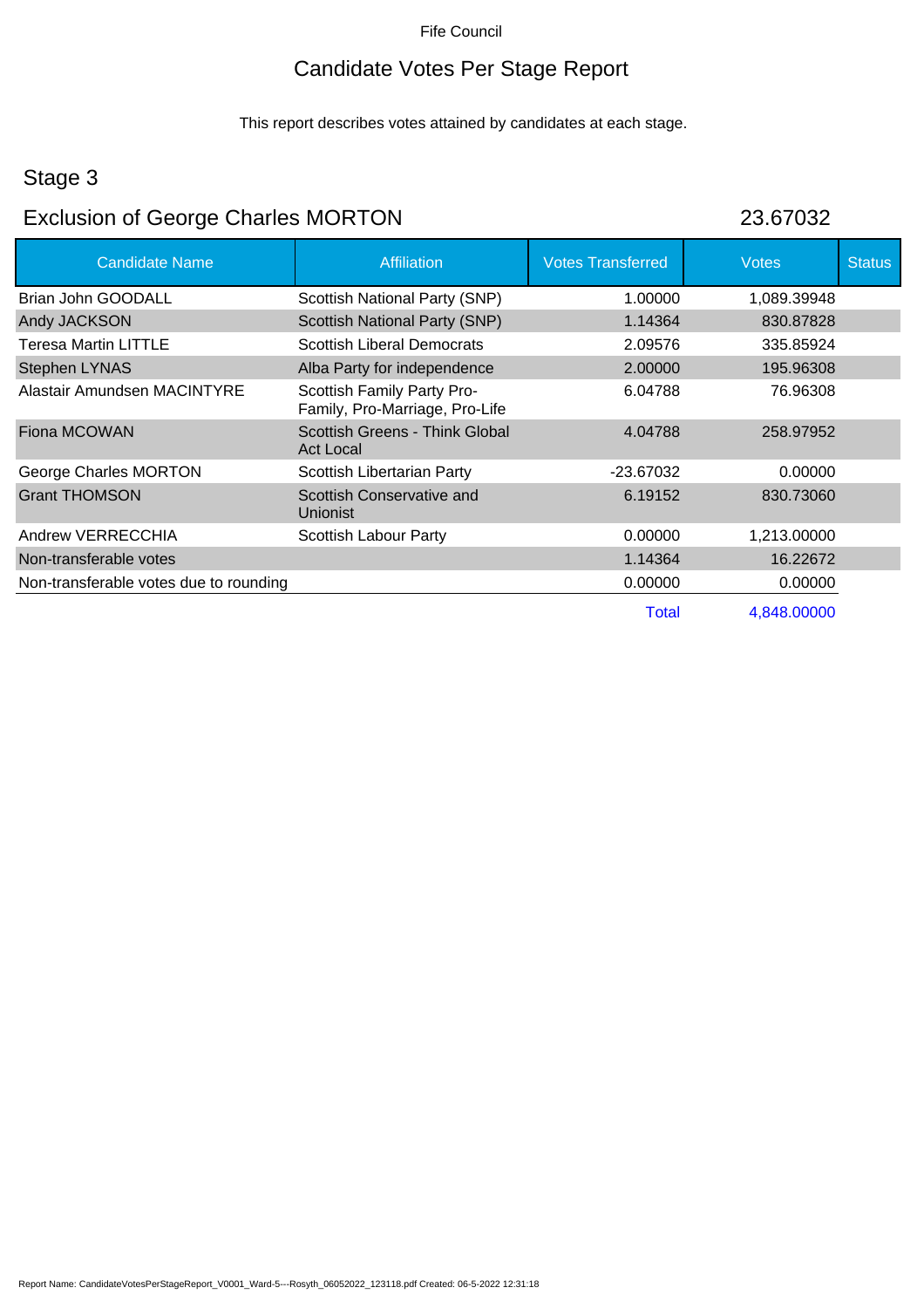Fife Council

# Candidate Votes Per Stage Report

This report describes votes attained by candidates at each stage.

## Stage 3

## Exclusion of George Charles MORTON 23.67032

| Candidate Name | Affiliation | Votes Transferred | Votes | Status |
|---|---|---|---|---|
| Brian John GOODALL | Scottish National Party (SNP) | 1.00000 | 1,089.39948 | |
| Andy JACKSON | Scottish National Party (SNP) | 1.14364 | 830.87828 | |
| Teresa Martin LITTLE | Scottish Liberal Democrats | 2.09576 | 335.85924 | |
| Stephen LYNAS | Alba Party for independence | 2.00000 | 195.96308 | |
| Alastair Amundsen MACINTYRE | Scottish Family Party Pro-Family, Pro-Marriage, Pro-Life | 6.04788 | 76.96308 | |
| Fiona MCOWAN | Scottish Greens - Think Global Act Local | 4.04788 | 258.97952 | |
| George Charles MORTON | Scottish Libertarian Party | -23.67032 | 0.00000 | |
| Grant THOMSON | Scottish Conservative and Unionist | 6.19152 | 830.73060 | |
| Andrew VERRECCHIA | Scottish Labour Party | 0.00000 | 1,213.00000 | |
| Non-transferable votes | | 1.14364 | 16.22672 | |
| Non-transferable votes due to rounding | | 0.00000 | 0.00000 | |
| | | Total | 4,848.00000 | |

Report Name: CandidateVotesPerStageReport_V0001_Ward-5---Rosyth_06052022_123118.pdf Created: 06-5-2022 12:31:18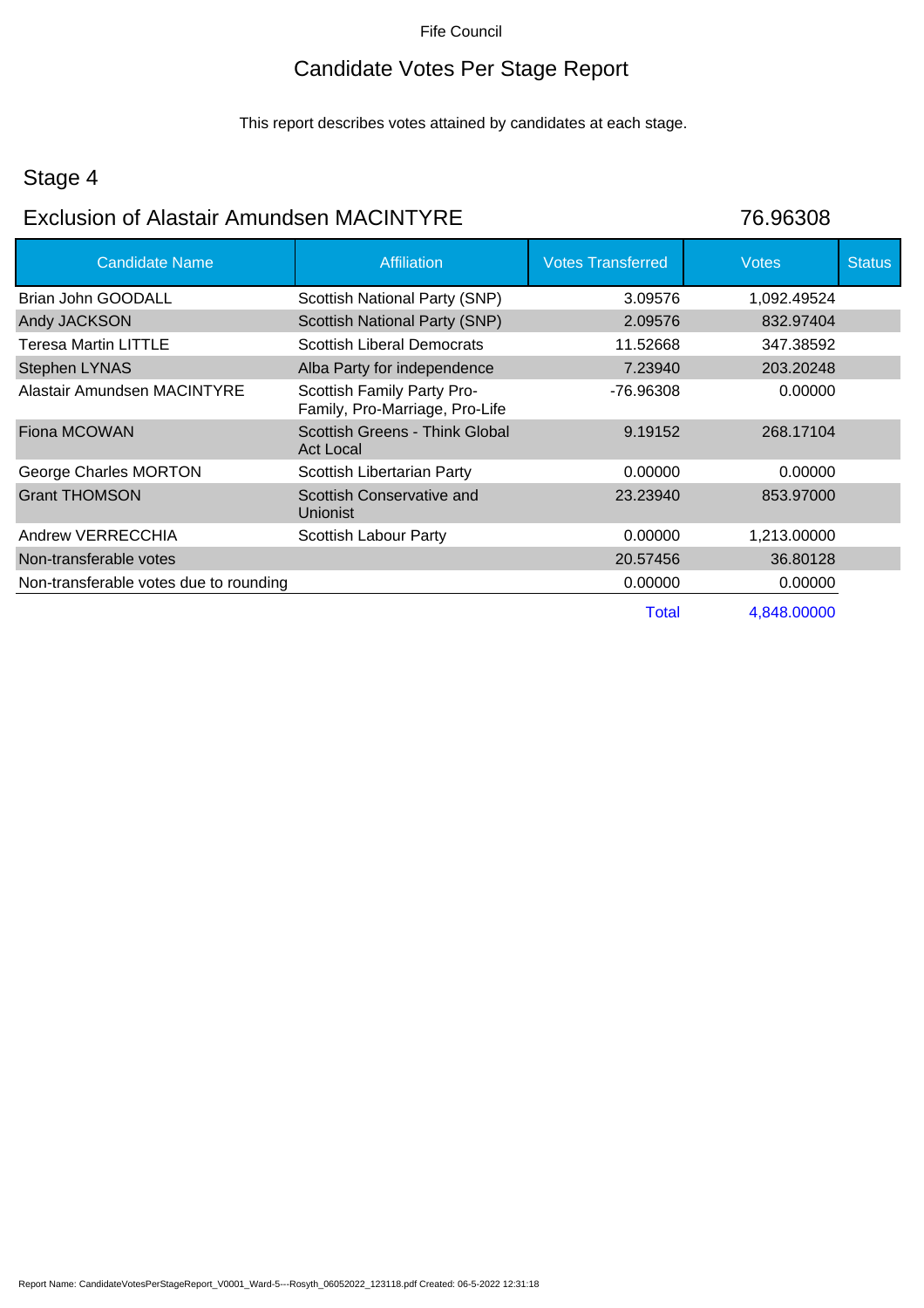Fife Council

# Candidate Votes Per Stage Report

This report describes votes attained by candidates at each stage.

## Stage 4

## Exclusion of Alastair Amundsen MACINTYRE 76.96308

| Candidate Name | Affiliation | Votes Transferred | Votes | Status |
|---|---|---|---|---|
| Brian John GOODALL | Scottish National Party (SNP) | 3.09576 | 1,092.49524 | |
| Andy JACKSON | Scottish National Party (SNP) | 2.09576 | 832.97404 | |
| Teresa Martin LITTLE | Scottish Liberal Democrats | 11.52668 | 347.38592 | |
| Stephen LYNAS | Alba Party for independence | 7.23940 | 203.20248 | |
| Alastair Amundsen MACINTYRE | Scottish Family Party Pro-Family, Pro-Marriage, Pro-Life | -76.96308 | 0.00000 | |
| Fiona MCOWAN | Scottish Greens - Think Global Act Local | 9.19152 | 268.17104 | |
| George Charles MORTON | Scottish Libertarian Party | 0.00000 | 0.00000 | |
| Grant THOMSON | Scottish Conservative and Unionist | 23.23940 | 853.97000 | |
| Andrew VERRECCHIA | Scottish Labour Party | 0.00000 | 1,213.00000 | |
| Non-transferable votes | | 20.57456 | 36.80128 | |
| Non-transferable votes due to rounding | | 0.00000 | 0.00000 | |
| | | Total | 4,848.00000 | |

Report Name: CandidateVotesPerStageReport_V0001_Ward-5---Rosyth_06052022_123118.pdf Created: 06-5-2022 12:31:18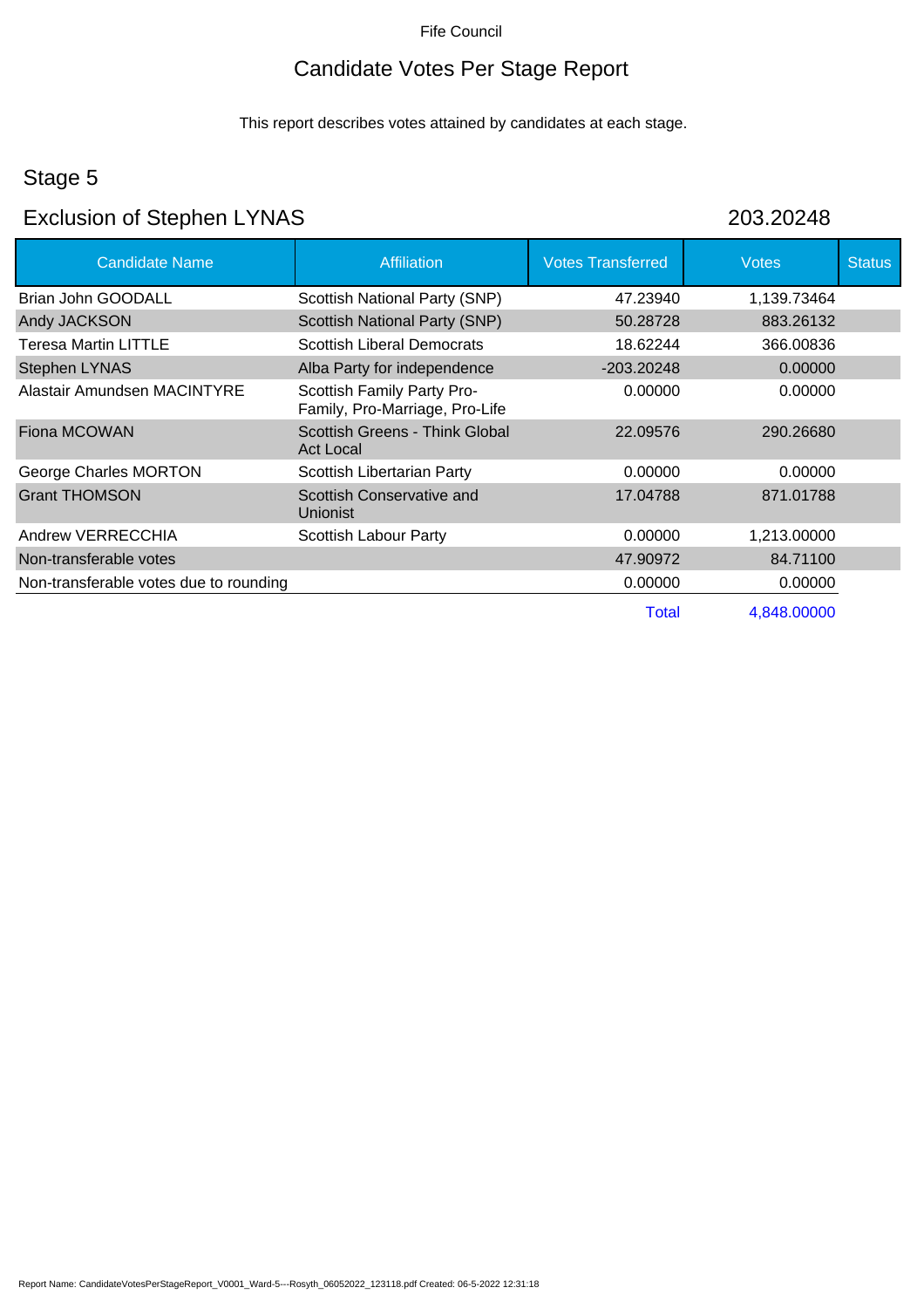Fife Council

# Candidate Votes Per Stage Report

This report describes votes attained by candidates at each stage.

## Stage 5

## Exclusion of Stephen LYNAS 203.20248

| Candidate Name | Affiliation | Votes Transferred | Votes | Status |
|---|---|---|---|---|
| Brian John GOODALL | Scottish National Party (SNP) | 47.23940 | 1,139.73464 | |
| Andy JACKSON | Scottish National Party (SNP) | 50.28728 | 883.26132 | |
| Teresa Martin LITTLE | Scottish Liberal Democrats | 18.62244 | 366.00836 | |
| Stephen LYNAS | Alba Party for independence | -203.20248 | 0.00000 | |
| Alastair Amundsen MACINTYRE | Scottish Family Party Pro-Family, Pro-Marriage, Pro-Life | 0.00000 | 0.00000 | |
| Fiona MCOWAN | Scottish Greens - Think Global Act Local | 22.09576 | 290.26680 | |
| George Charles MORTON | Scottish Libertarian Party | 0.00000 | 0.00000 | |
| Grant THOMSON | Scottish Conservative and Unionist | 17.04788 | 871.01788 | |
| Andrew VERRECCHIA | Scottish Labour Party | 0.00000 | 1,213.00000 | |
| Non-transferable votes | | 47.90972 | 84.71100 | |
| Non-transferable votes due to rounding | | 0.00000 | 0.00000 | |
| | | Total | 4,848.00000 | |

Report Name: CandidateVotesPerStageReport_V0001_Ward-5---Rosyth_06052022_123118.pdf Created: 06-5-2022 12:31:18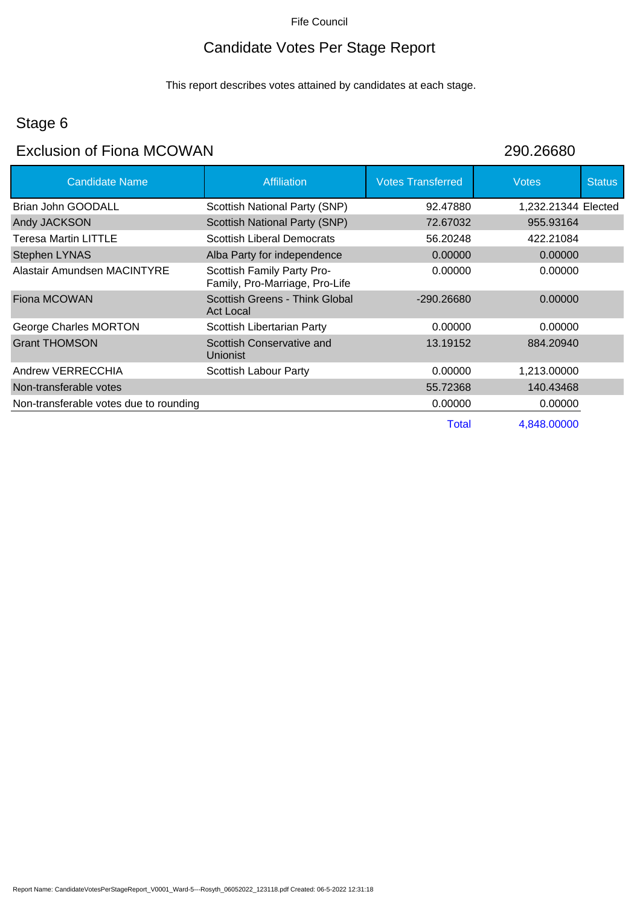Fife Council

# Candidate Votes Per Stage Report

This report describes votes attained by candidates at each stage.

## Stage 6

## Exclusion of Fiona MCOWAN

290.26680

| Candidate Name | Affiliation | Votes Transferred | Votes | Status |
|---|---|---|---|---|
| Brian John GOODALL | Scottish National Party (SNP) | 92.47880 | 1,232.21344 | Elected |
| Andy JACKSON | Scottish National Party (SNP) | 72.67032 | 955.93164 | |
| Teresa Martin LITTLE | Scottish Liberal Democrats | 56.20248 | 422.21084 | |
| Stephen LYNAS | Alba Party for independence | 0.00000 | 0.00000 | |
| Alastair Amundsen MACINTYRE | Scottish Family Party Pro-Family, Pro-Marriage, Pro-Life | 0.00000 | 0.00000 | |
| Fiona MCOWAN | Scottish Greens - Think Global Act Local | -290.26680 | 0.00000 | |
| George Charles MORTON | Scottish Libertarian Party | 0.00000 | 0.00000 | |
| Grant THOMSON | Scottish Conservative and Unionist | 13.19152 | 884.20940 | |
| Andrew VERRECCHIA | Scottish Labour Party | 0.00000 | 1,213.00000 | |
| Non-transferable votes | | 55.72368 | 140.43468 | |
| Non-transferable votes due to rounding | | 0.00000 | 0.00000 | |
| | | Total | 4,848.00000 | |

Report Name: CandidateVotesPerStageReport_V0001_Ward-5---Rosyth_06052022_123118.pdf Created: 06-5-2022 12:31:18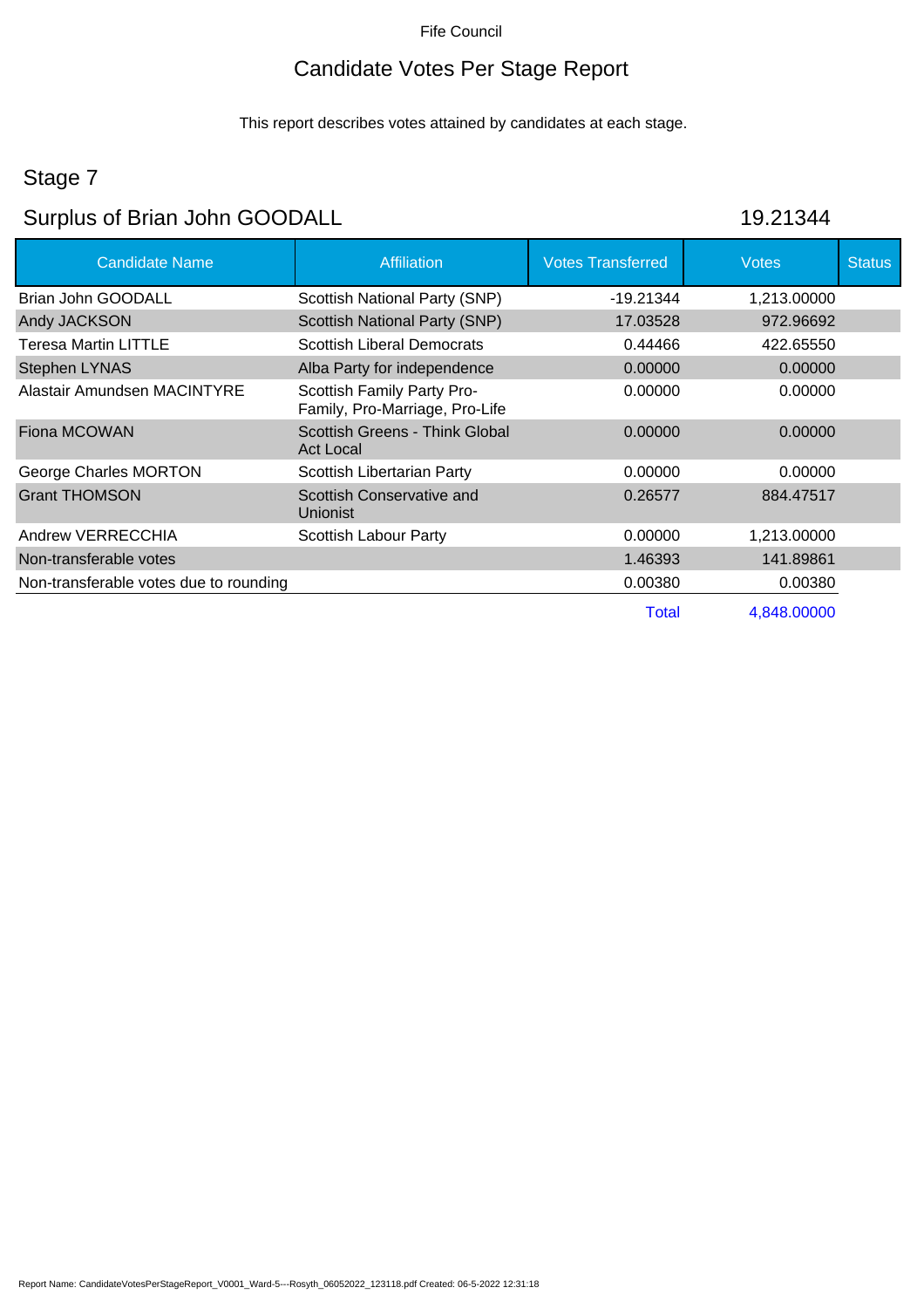Fife Council

# Candidate Votes Per Stage Report

This report describes votes attained by candidates at each stage.

## Stage 7

## Surplus of Brian John GOODALL 19.21344

| Candidate Name | Affiliation | Votes Transferred | Votes | Status |
|---|---|---|---|---|
| Brian John GOODALL | Scottish National Party (SNP) | -19.21344 | 1,213.00000 | |
| Andy JACKSON | Scottish National Party (SNP) | 17.03528 | 972.96692 | |
| Teresa Martin LITTLE | Scottish Liberal Democrats | 0.44466 | 422.65550 | |
| Stephen LYNAS | Alba Party for independence | 0.00000 | 0.00000 | |
| Alastair Amundsen MACINTYRE | Scottish Family Party Pro-Family, Pro-Marriage, Pro-Life | 0.00000 | 0.00000 | |
| Fiona MCOWAN | Scottish Greens - Think Global Act Local | 0.00000 | 0.00000 | |
| George Charles MORTON | Scottish Libertarian Party | 0.00000 | 0.00000 | |
| Grant THOMSON | Scottish Conservative and Unionist | 0.26577 | 884.47517 | |
| Andrew VERRECCHIA | Scottish Labour Party | 0.00000 | 1,213.00000 | |
| Non-transferable votes | | 1.46393 | 141.89861 | |
| Non-transferable votes due to rounding | | 0.00380 | 0.00380 | |
| | | Total | 4,848.00000 | |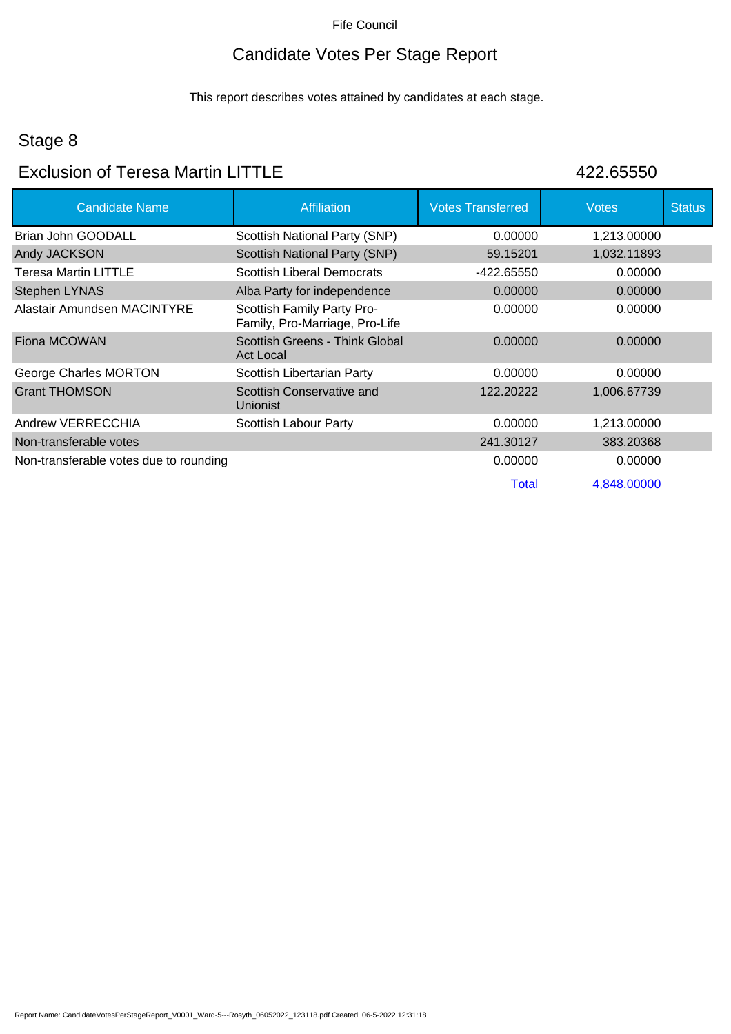Fife Council

# Candidate Votes Per Stage Report

This report describes votes attained by candidates at each stage.

## Stage 8

## Exclusion of Teresa Martin LITTLE 422.65550

| Candidate Name | Affiliation | Votes Transferred | Votes | Status |
|---|---|---|---|---|
| Brian John GOODALL | Scottish National Party (SNP) | 0.00000 | 1,213.00000 | |
| Andy JACKSON | Scottish National Party (SNP) | 59.15201 | 1,032.11893 | |
| Teresa Martin LITTLE | Scottish Liberal Democrats | -422.65550 | 0.00000 | |
| Stephen LYNAS | Alba Party for independence | 0.00000 | 0.00000 | |
| Alastair Amundsen MACINTYRE | Scottish Family Party Pro-Family, Pro-Marriage, Pro-Life | 0.00000 | 0.00000 | |
| Fiona MCOWAN | Scottish Greens - Think Global Act Local | 0.00000 | 0.00000 | |
| George Charles MORTON | Scottish Libertarian Party | 0.00000 | 0.00000 | |
| Grant THOMSON | Scottish Conservative and Unionist | 122.20222 | 1,006.67739 | |
| Andrew VERRECCHIA | Scottish Labour Party | 0.00000 | 1,213.00000 | |
| Non-transferable votes | | 241.30127 | 383.20368 | |
| Non-transferable votes due to rounding | | 0.00000 | 0.00000 | |
| | | Total | 4,848.00000 | |

Report Name: CandidateVotesPerStageReport_V0001_Ward-5---Rosyth_06052022_123118.pdf Created: 06-5-2022 12:31:18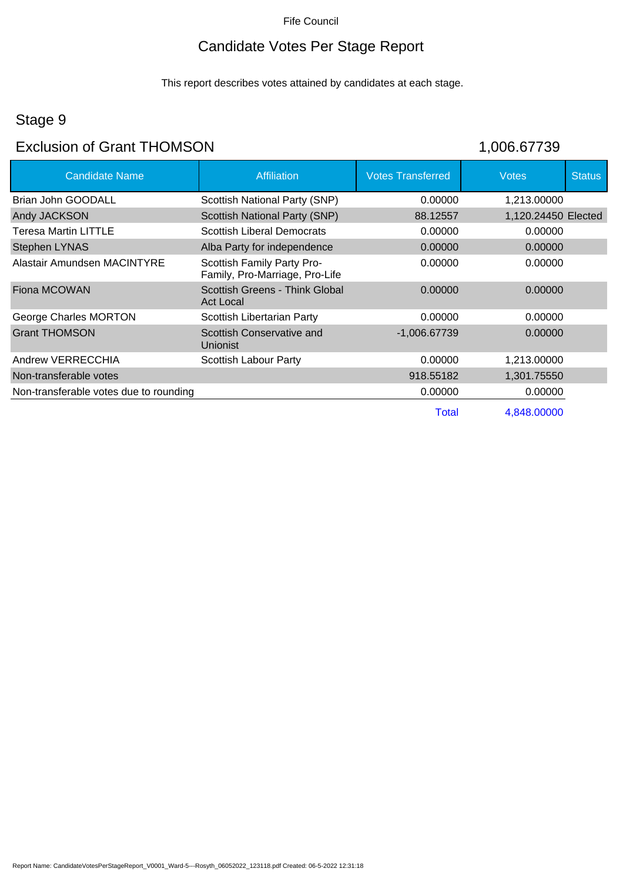Fife Council

# Candidate Votes Per Stage Report

This report describes votes attained by candidates at each stage.

## Stage 9

## Exclusion of Grant THOMSON 1,006.67739

| Candidate Name | Affiliation | Votes Transferred | Votes | Status |
|---|---|---|---|---|
| Brian John GOODALL | Scottish National Party (SNP) | 0.00000 | 1,213.00000 | |
| Andy JACKSON | Scottish National Party (SNP) | 88.12557 | 1,120.24450 | Elected |
| Teresa Martin LITTLE | Scottish Liberal Democrats | 0.00000 | 0.00000 | |
| Stephen LYNAS | Alba Party for independence | 0.00000 | 0.00000 | |
| Alastair Amundsen MACINTYRE | Scottish Family Party Pro-Family, Pro-Marriage, Pro-Life | 0.00000 | 0.00000 | |
| Fiona MCOWAN | Scottish Greens - Think Global Act Local | 0.00000 | 0.00000 | |
| George Charles MORTON | Scottish Libertarian Party | 0.00000 | 0.00000 | |
| Grant THOMSON | Scottish Conservative and Unionist | -1,006.67739 | 0.00000 | |
| Andrew VERRECCHIA | Scottish Labour Party | 0.00000 | 1,213.00000 | |
| Non-transferable votes | | 918.55182 | 1,301.75550 | |
| Non-transferable votes due to rounding | | 0.00000 | 0.00000 | |
| | | Total | 4,848.00000 | |

Report Name: CandidateVotesPerStageReport_V0001_Ward-5---Rosyth_06052022_123118.pdf Created: 06-5-2022 12:31:18